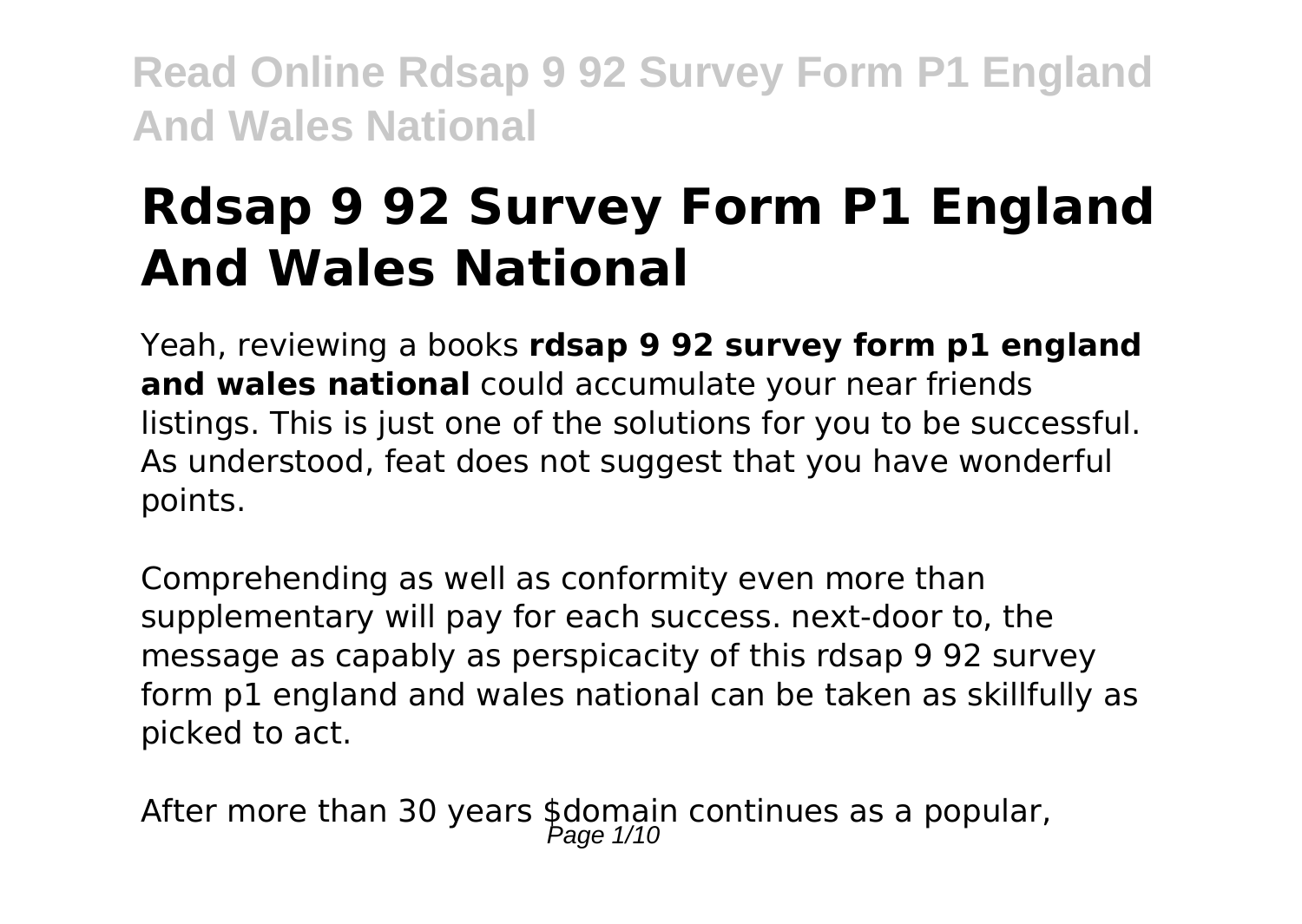# Rdsap 9 92 Survey Form P1 England And Wales National

Yeah, reviewing a books **rdsap 9 92 survey form p1 england and wales national** could accumulate your near friends listings. This is just one of the solutions for you to be successful. As understood, feat does not suggest that you have wonderful points.

Comprehending as well as conformity even more than supplementary will pay for each success. next-door to, the message as capably as perspicacity of this rdsap 9 92 survey form p1 england and wales national can be taken as skillfully as picked to act.

After more than 30 years $domain continues as a popular,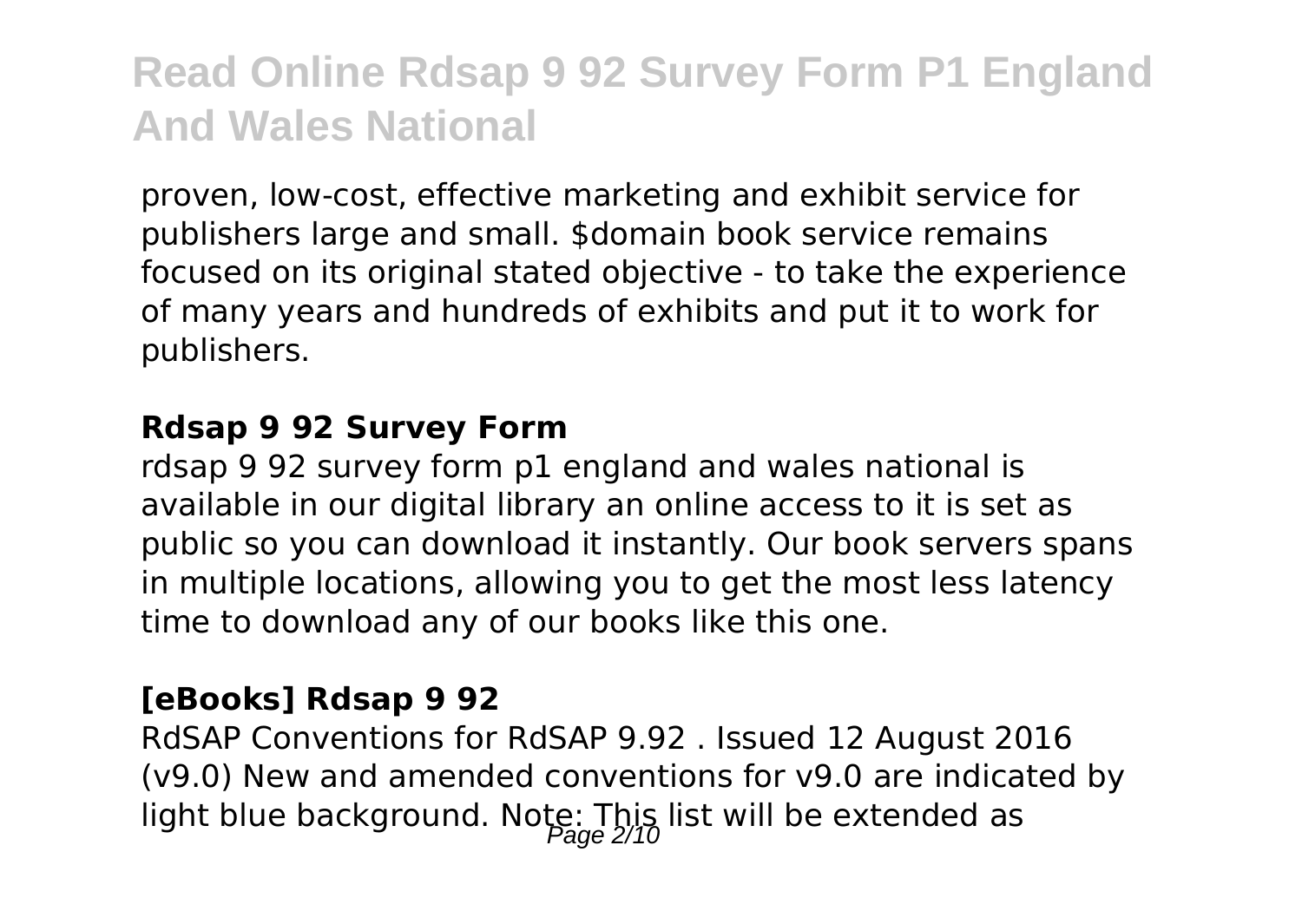proven, low-cost, effective marketing and exhibit service for publishers large and small. $domain book service remains focused on its original stated objective - to take the experience of many years and hundreds of exhibits and put it to work for publishers.

### Rdsap 9 92 Survey Form

rdsap 9 92 survey form p1 england and wales national is available in our digital library an online access to it is set as public so you can download it instantly. Our book servers spans in multiple locations, allowing you to get the most less latency time to download any of our books like this one.

### [eBooks] Rdsap 9 92

RdSAP Conventions for RdSAP 9.92 . Issued 12 August 2016 (v9.0) New and amended conventions for v9.0 are indicated by light blue background. Note: This list will be extended as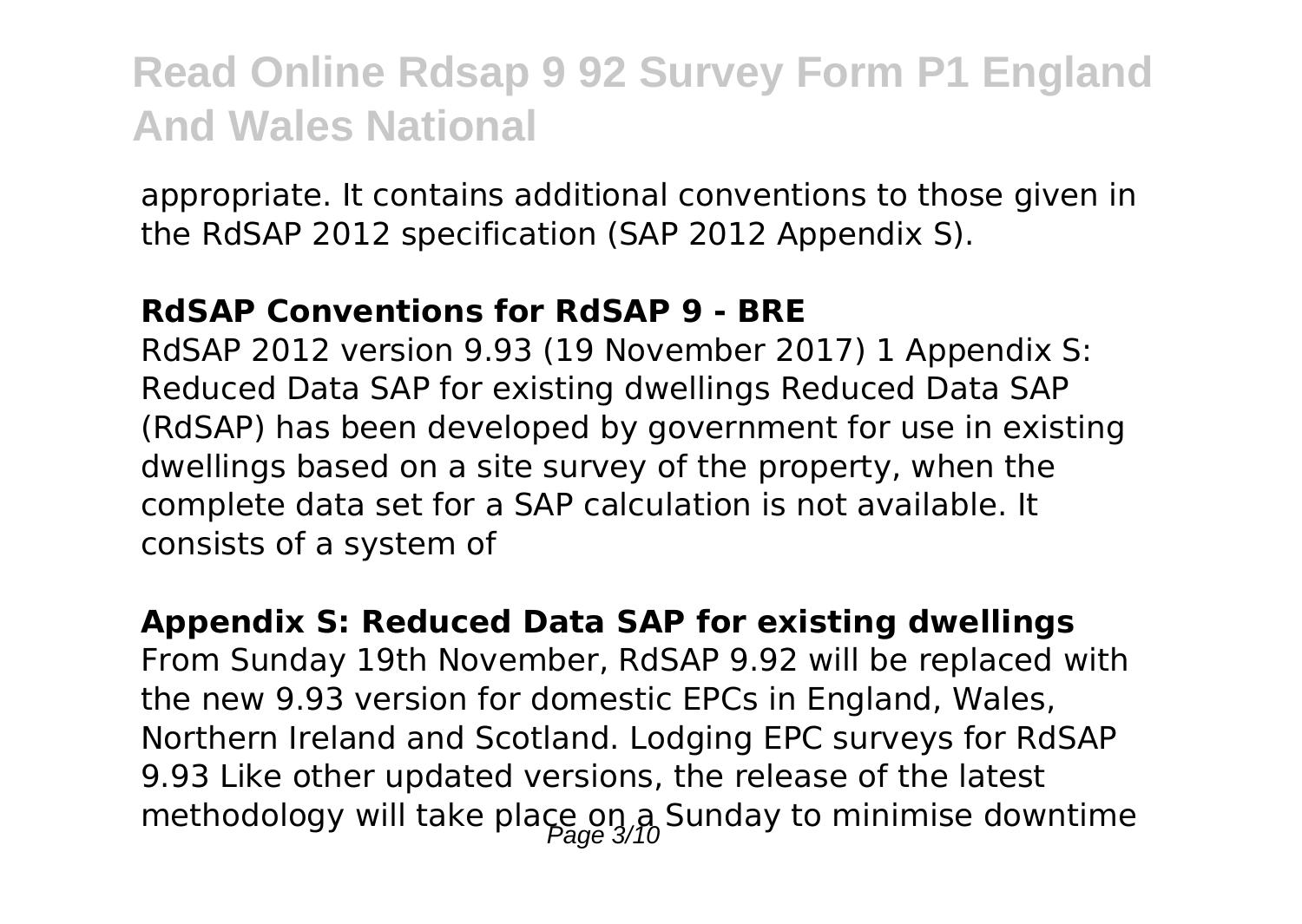appropriate. It contains additional conventions to those given in the RdSAP 2012 specification (SAP 2012 Appendix S).

### RdSAP Conventions for RdSAP 9 - BRE

RdSAP 2012 version 9.93 (19 November 2017) 1 Appendix S: Reduced Data SAP for existing dwellings Reduced Data SAP (RdSAP) has been developed by government for use in existing dwellings based on a site survey of the property, when the complete data set for a SAP calculation is not available. It consists of a system of

### Appendix S: Reduced Data SAP for existing dwellings

From Sunday 19th November, RdSAP 9.92 will be replaced with the new 9.93 version for domestic EPCs in England, Wales, Northern Ireland and Scotland. Lodging EPC surveys for RdSAP 9.93 Like other updated versions, the release of the latest methodology will take place on a Sunday to minimise downtime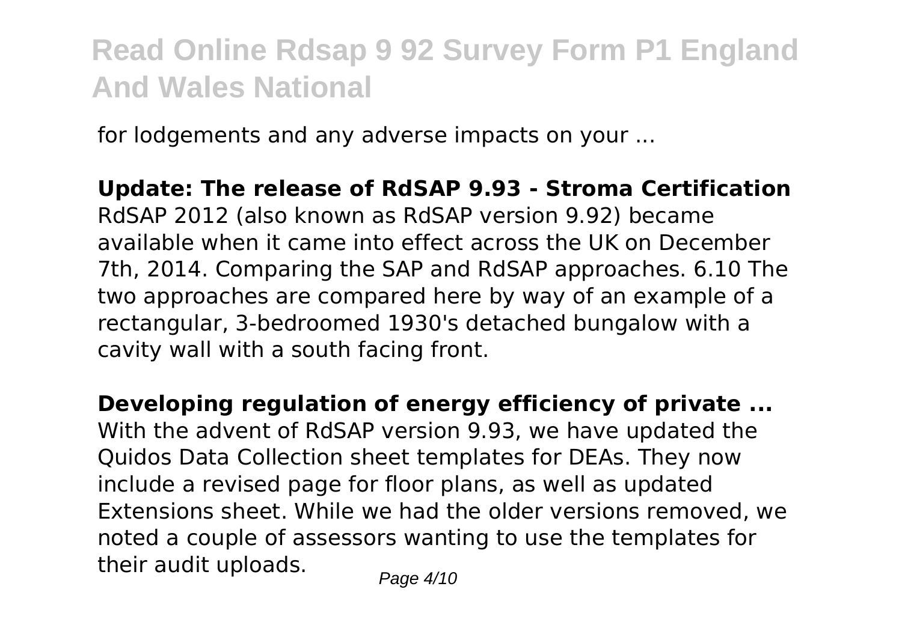for lodgements and any adverse impacts on your ...

**Update: The release of RdSAP 9.93 - Stroma Certification**

RdSAP 2012 (also known as RdSAP version 9.92) became available when it came into effect across the UK on December 7th, 2014. Comparing the SAP and RdSAP approaches. 6.10 The two approaches are compared here by way of an example of a rectangular, 3-bedroomed 1930's detached bungalow with a cavity wall with a south facing front.

**Developing regulation of energy efficiency of private ...**

With the advent of RdSAP version 9.93, we have updated the Quidos Data Collection sheet templates for DEAs. They now include a revised page for floor plans, as well as updated Extensions sheet. While we had the older versions removed, we noted a couple of assessors wanting to use the templates for their audit uploads.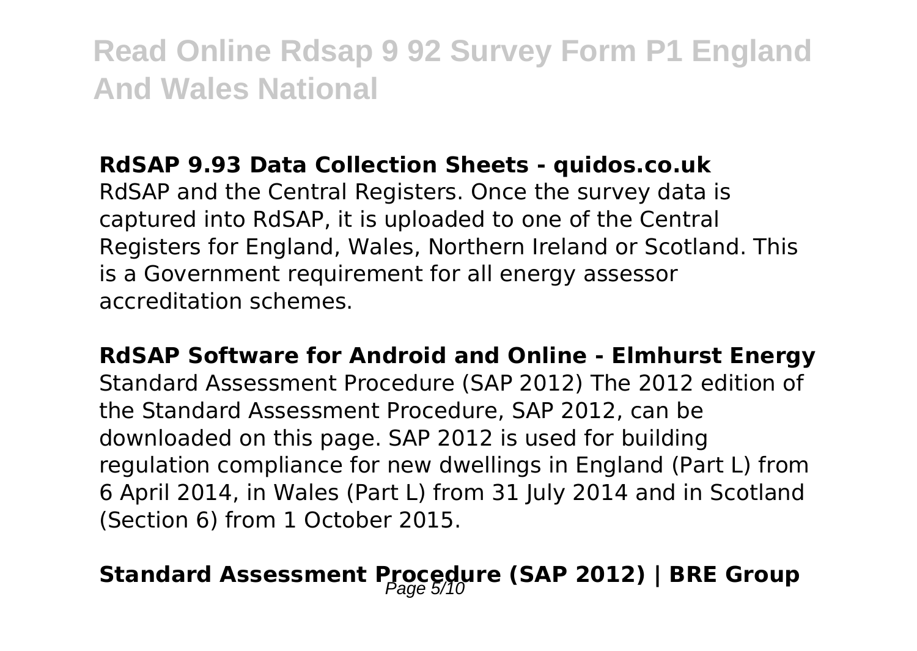**RdSAP 9.93 Data Collection Sheets - quidos.co.uk**

RdSAP and the Central Registers. Once the survey data is captured into RdSAP, it is uploaded to one of the Central Registers for England, Wales, Northern Ireland or Scotland. This is a Government requirement for all energy assessor accreditation schemes.

**RdSAP Software for Android and Online - Elmhurst Energy**

Standard Assessment Procedure (SAP 2012) The 2012 edition of the Standard Assessment Procedure, SAP 2012, can be downloaded on this page. SAP 2012 is used for building regulation compliance for new dwellings in England (Part L) from 6 April 2014, in Wales (Part L) from 31 July 2014 and in Scotland (Section 6) from 1 October 2015.

**Standard Assessment Procedure (SAP 2012) | BRE Group**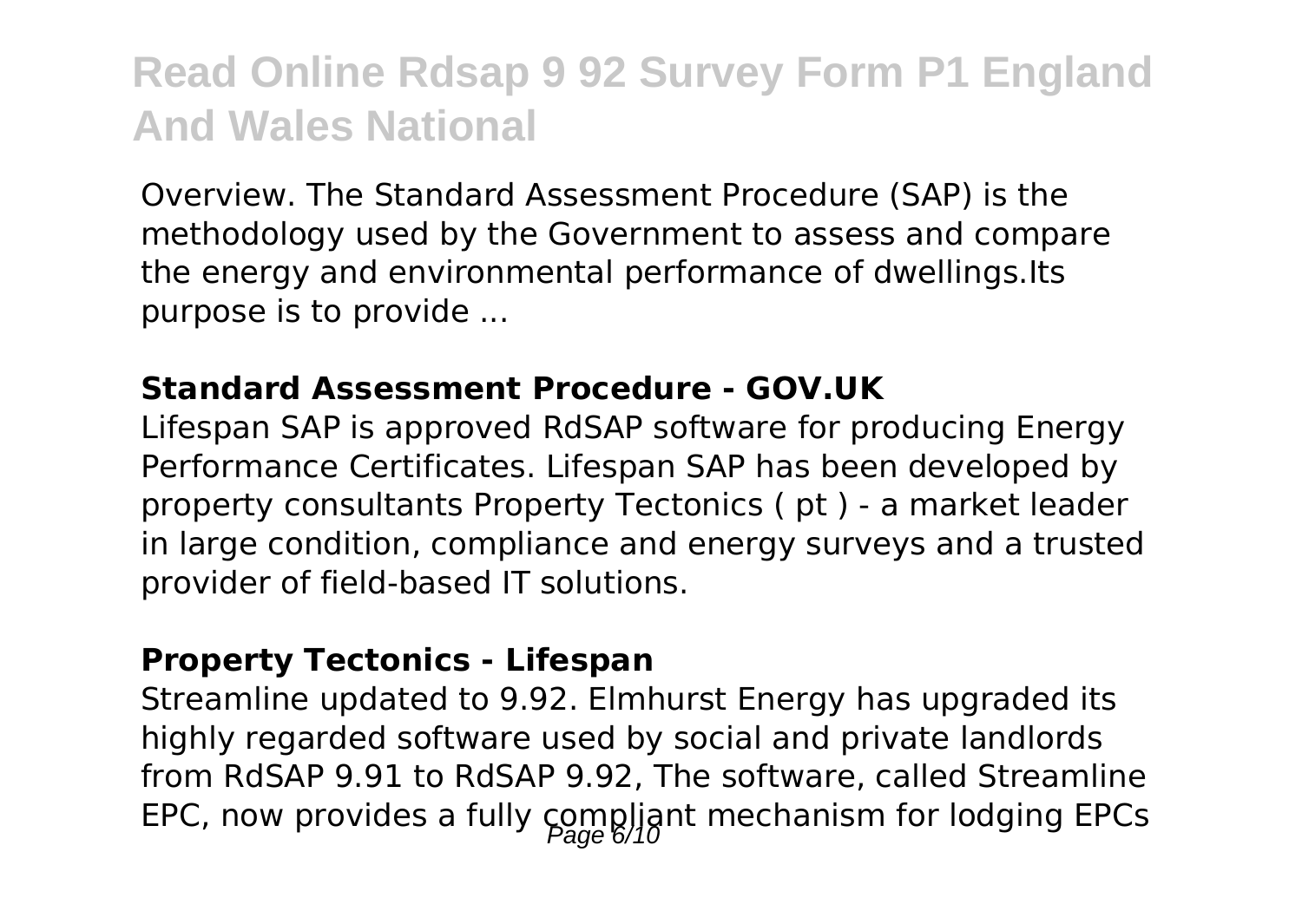Overview. The Standard Assessment Procedure (SAP) is the methodology used by the Government to assess and compare the energy and environmental performance of dwellings.Its purpose is to provide ...

**Standard Assessment Procedure - GOV.UK**

Lifespan SAP is approved RdSAP software for producing Energy Performance Certificates. Lifespan SAP has been developed by property consultants Property Tectonics ( pt ) - a market leader in large condition, compliance and energy surveys and a trusted provider of field-based IT solutions.

**Property Tectonics - Lifespan**

Streamline updated to 9.92. Elmhurst Energy has upgraded its highly regarded software used by social and private landlords from RdSAP 9.91 to RdSAP 9.92, The software, called Streamline EPC, now provides a fully compliant mechanism for lodging EPCs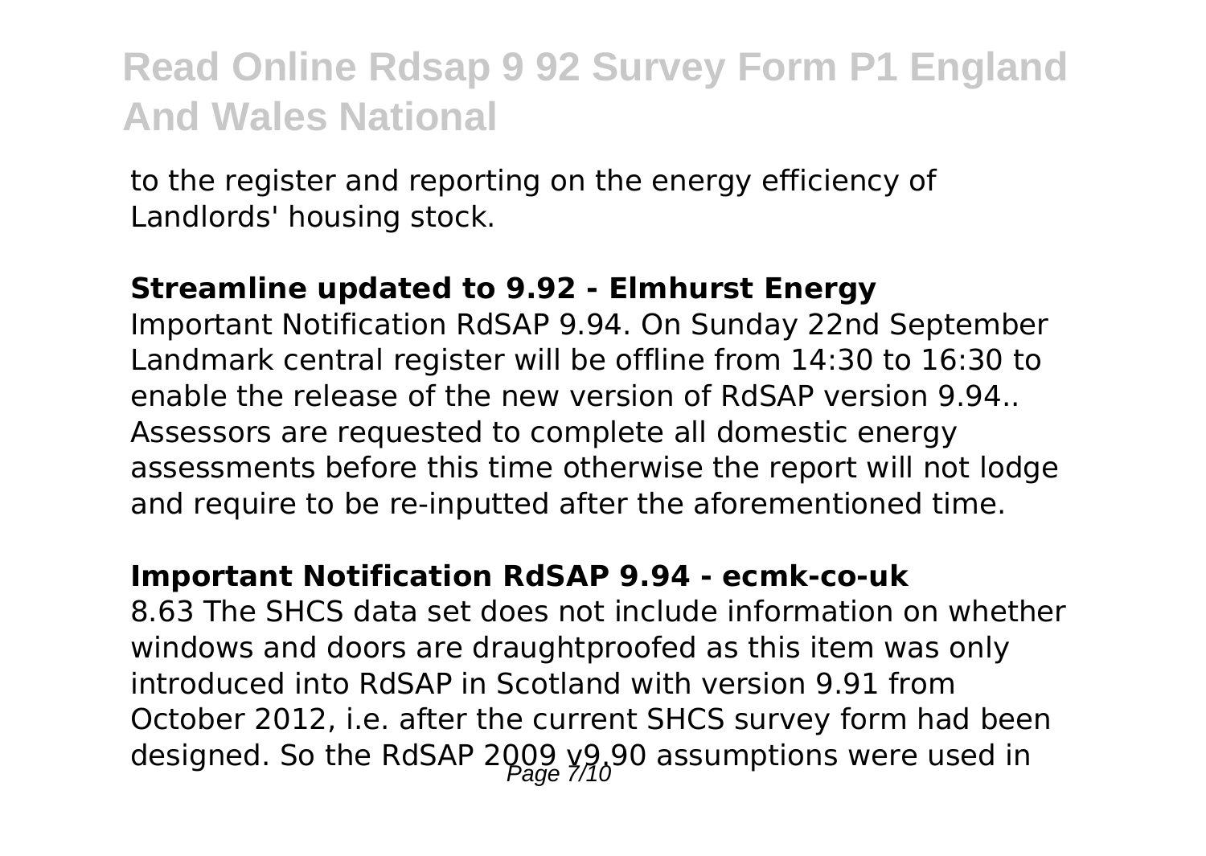to the register and reporting on the energy efficiency of Landlords' housing stock.

### Streamline updated to 9.92 - Elmhurst Energy

Important Notification RdSAP 9.94. On Sunday 22nd September Landmark central register will be offline from 14:30 to 16:30 to enable the release of the new version of RdSAP version 9.94.. Assessors are requested to complete all domestic energy assessments before this time otherwise the report will not lodge and require to be re-inputted after the aforementioned time.

### Important Notification RdSAP 9.94 - ecmk-co-uk

8.63 The SHCS data set does not include information on whether windows and doors are draughtproofed as this item was only introduced into RdSAP in Scotland with version 9.91 from October 2012, i.e. after the current SHCS survey form had been designed. So the RdSAP 2009 v9.90 assumptions were used in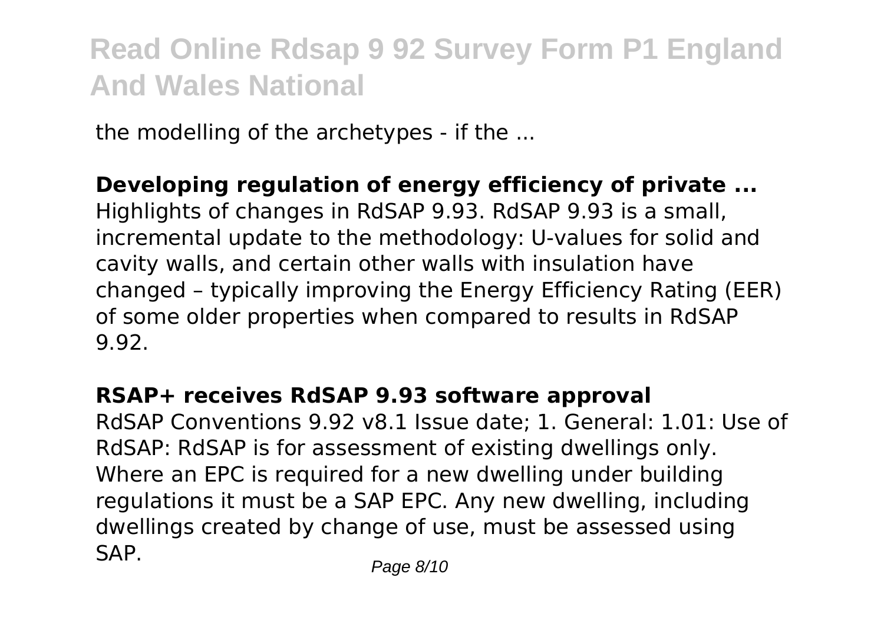the modelling of the archetypes - if the ...

**Developing regulation of energy efficiency of private ...**
Highlights of changes in RdSAP 9.93. RdSAP 9.93 is a small, incremental update to the methodology: U-values for solid and cavity walls, and certain other walls with insulation have changed – typically improving the Energy Efficiency Rating (EER) of some older properties when compared to results in RdSAP 9.92.

**RSAP+ receives RdSAP 9.93 software approval**
RdSAP Conventions 9.92 v8.1 Issue date; 1. General: 1.01: Use of RdSAP: RdSAP is for assessment of existing dwellings only. Where an EPC is required for a new dwelling under building regulations it must be a SAP EPC. Any new dwelling, including dwellings created by change of use, must be assessed using SAP.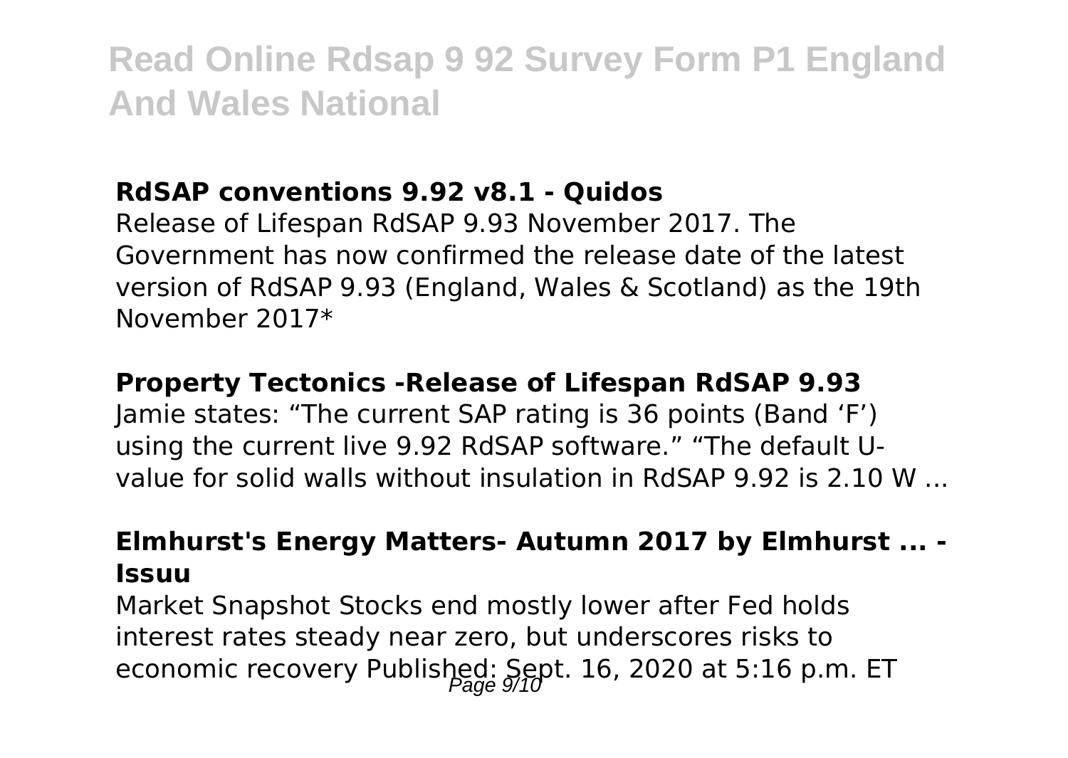### RdSAP conventions 9.92 v8.1 - Quidos

Release of Lifespan RdSAP 9.93 November 2017. The Government has now confirmed the release date of the latest version of RdSAP 9.93 (England, Wales & Scotland) as the 19th November 2017*

### Property Tectonics -Release of Lifespan RdSAP 9.93

Jamie states: “The current SAP rating is 36 points (Band ‘F’) using the current live 9.92 RdSAP software.” “The default U-value for solid walls without insulation in RdSAP 9.92 is 2.10 W ...

### Elmhurst's Energy Matters- Autumn 2017 by Elmhurst ... - Issuu

Market Snapshot Stocks end mostly lower after Fed holds interest rates steady near zero, but underscores risks to economic recovery Published: Sept. 16, 2020 at 5:16 p.m. ET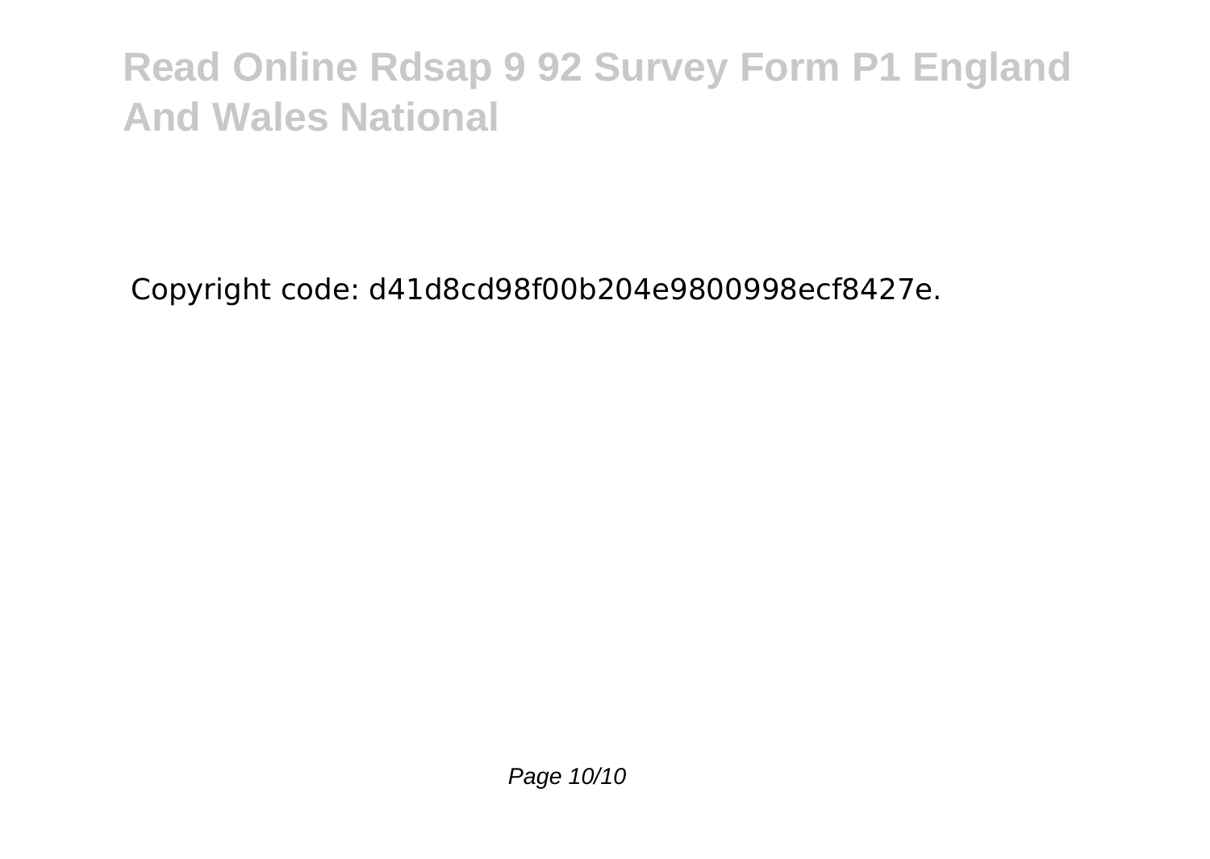Copyright code: d41d8cd98f00b204e9800998ecf8427e.